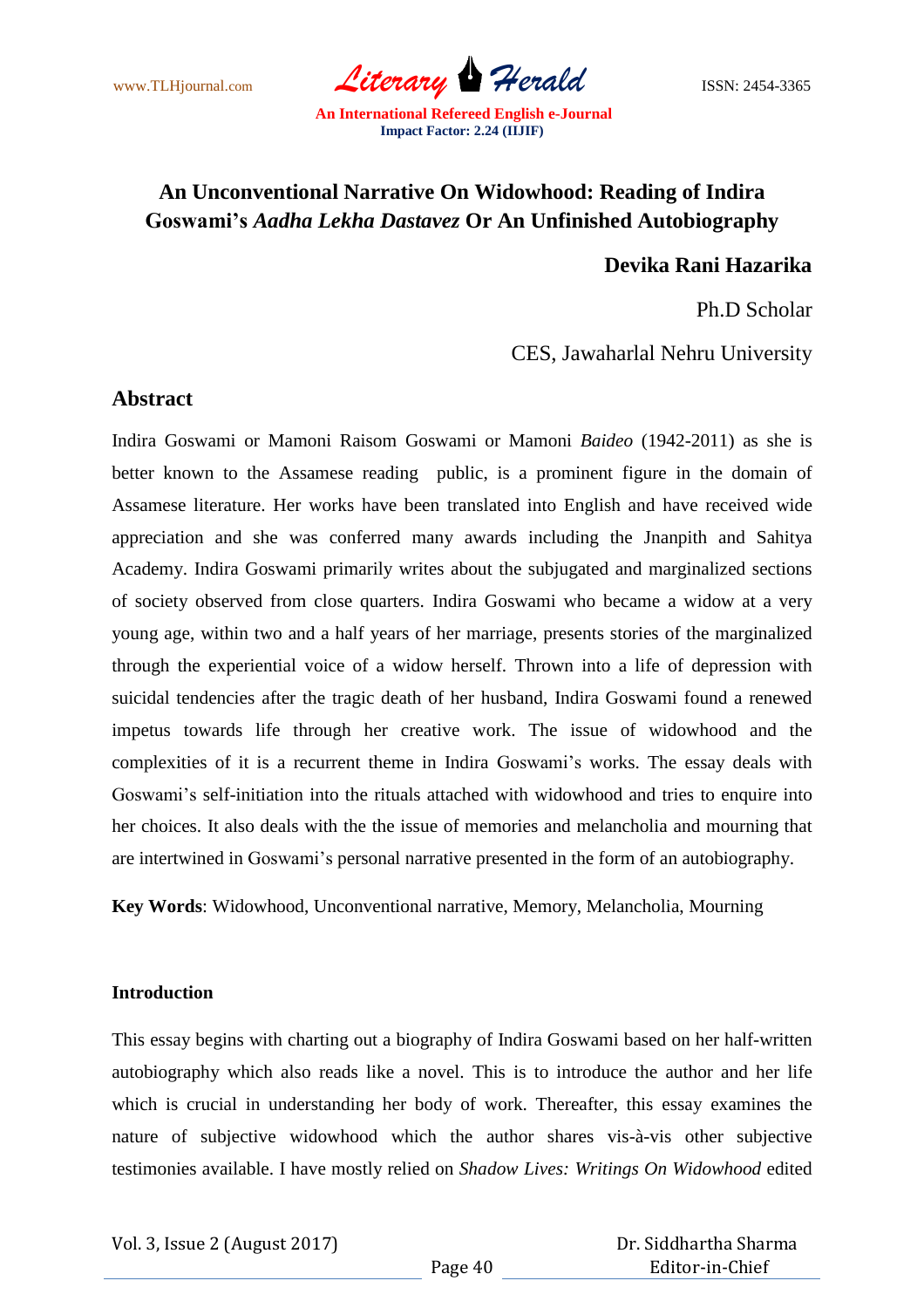# An Unconventional Narrative On Widowhood: Reading of Indira Goswami's *Aadha Lekha Dastavez* Or An Unfinished Autobiography

**Devika Rani Hazarika**

Ph.D Scholar

CES, Jawaharlal Nehru University

## Abstract

Indira Goswami or Mamoni Raisom Goswami or Mamoni *Baideo* (1942-2011) as she is better known to the Assamese reading public, is a prominent figure in the domain of Assamese literature. Her works have been translated into English and have received wide appreciation and she was conferred many awards including the Jnanpith and Sahitya Academy. Indira Goswami primarily writes about the subjugated and marginalized sections of society observed from close quarters. Indira Goswami who became a widow at a very young age, within two and a half years of her marriage, presents stories of the marginalized through the experiential voice of a widow herself. Thrown into a life of depression with suicidal tendencies after the tragic death of her husband, Indira Goswami found a renewed impetus towards life through her creative work. The issue of widowhood and the complexities of it is a recurrent theme in Indira Goswami's works. The essay deals with Goswami's self-initiation into the rituals attached with widowhood and tries to enquire into her choices. It also deals with the the issue of memories and melancholia and mourning that are intertwined in Goswami's personal narrative presented in the form of an autobiography.

**Key Words**: Widowhood, Unconventional narrative, Memory, Melancholia, Mourning

**Introduction**

This essay begins with charting out a biography of Indira Goswami based on her half-written autobiography which also reads like a novel. This is to introduce the author and her life which is crucial in understanding her body of work. Thereafter, this essay examines the nature of subjective widowhood which the author shares vis-à-vis other subjective testimonies available. I have mostly relied on *Shadow Lives: Writings On Widowhood* edited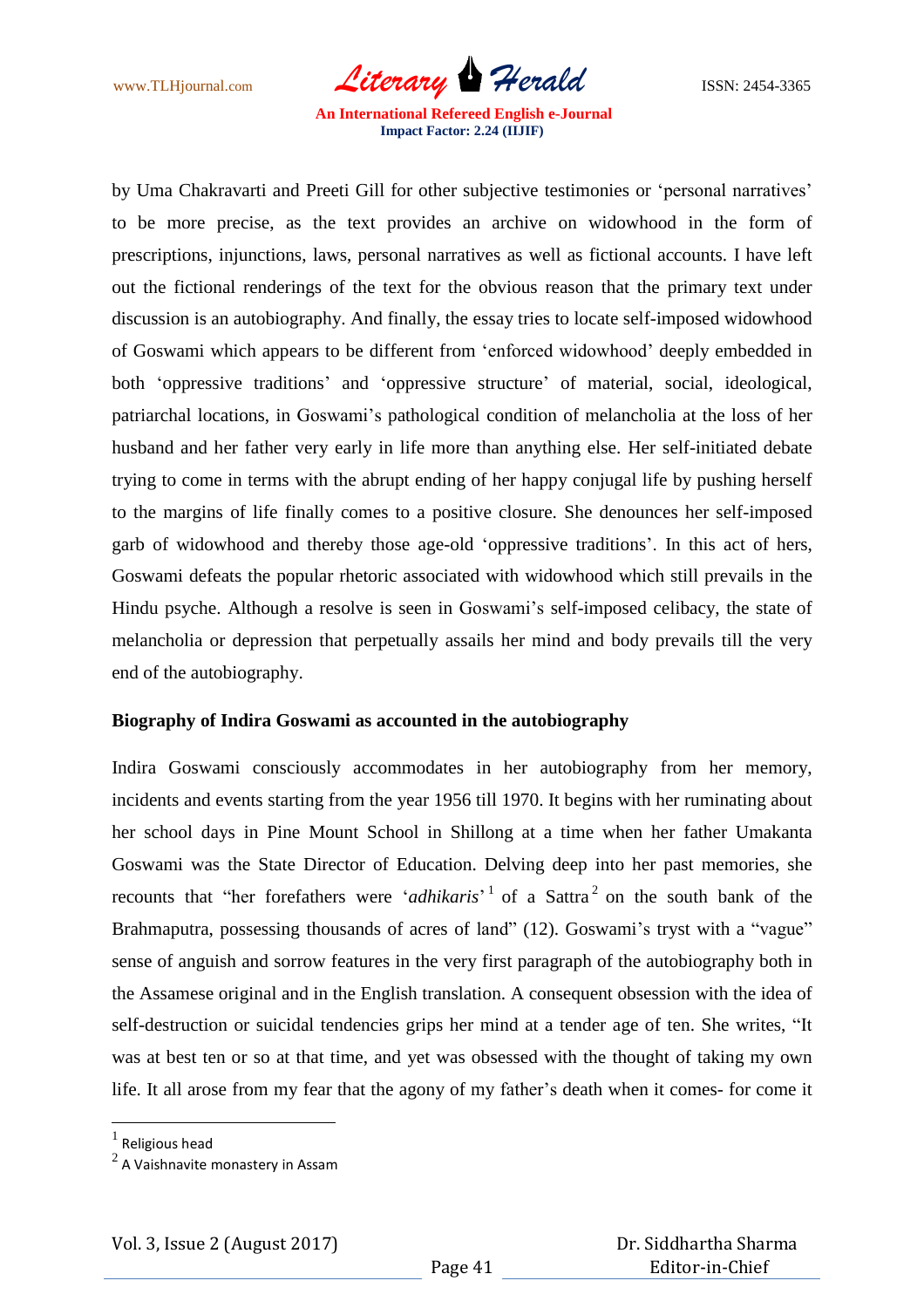by Uma Chakravarti and Preeti Gill for other subjective testimonies or 'personal narratives' to be more precise, as the text provides an archive on widowhood in the form of prescriptions, injunctions, laws, personal narratives as well as fictional accounts. I have left out the fictional renderings of the text for the obvious reason that the primary text under discussion is an autobiography. And finally, the essay tries to locate self-imposed widowhood of Goswami which appears to be different from 'enforced widowhood' deeply embedded in both 'oppressive traditions' and 'oppressive structure' of material, social, ideological, patriarchal locations, in Goswami's pathological condition of melancholia at the loss of her husband and her father very early in life more than anything else. Her self-initiated debate trying to come in terms with the abrupt ending of her happy conjugal life by pushing herself to the margins of life finally comes to a positive closure. She denounces her self-imposed garb of widowhood and thereby those age-old 'oppressive traditions'. In this act of hers, Goswami defeats the popular rhetoric associated with widowhood which still prevails in the Hindu psyche. Although a resolve is seen in Goswami's self-imposed celibacy, the state of melancholia or depression that perpetually assails her mind and body prevails till the very end of the autobiography.

**Biography of Indira Goswami as accounted in the autobiography**

Indira Goswami consciously accommodates in her autobiography from her memory, incidents and events starting from the year 1956 till 1970. It begins with her ruminating about her school days in Pine Mount School in Shillong at a time when her father Umakanta Goswami was the State Director of Education. Delving deep into her past memories, she recounts that "her forefathers were '*adhikaris*'[1] of a Sattra[2] on the south bank of the Brahmaputra, possessing thousands of acres of land" (12). Goswami's tryst with a "vague" sense of anguish and sorrow features in the very first paragraph of the autobiography both in the Assamese original and in the English translation. A consequent obsession with the idea of self-destruction or suicidal tendencies grips her mind at a tender age of ten. She writes, "It was at best ten or so at that time, and yet was obsessed with the thought of taking my own life. It all arose from my fear that the agony of my father's death when it comes- for come it

---

[1] Religious head

[2] A Vaishnavite monastery in Assam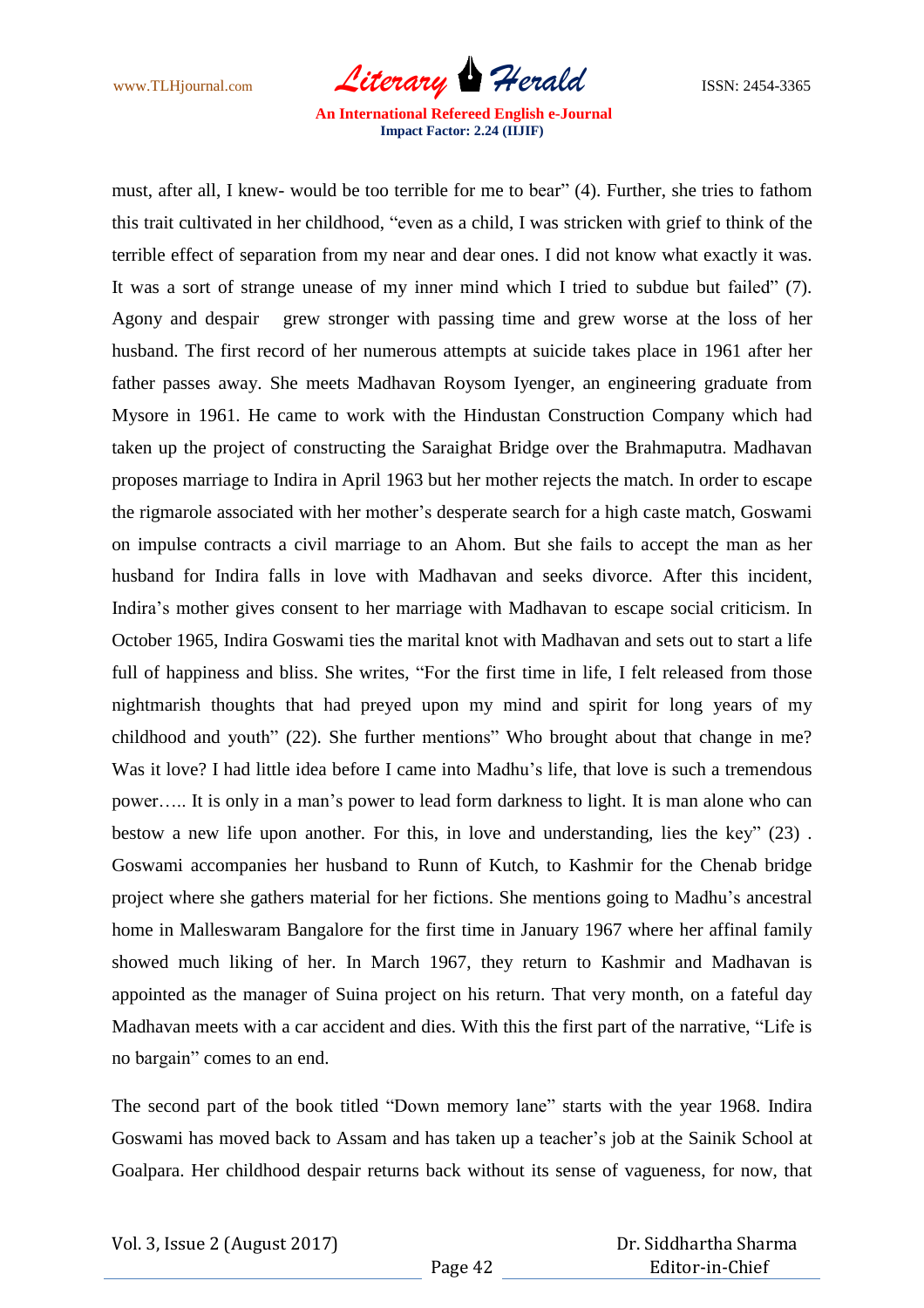must, after all, I knew- would be too terrible for me to bear" (4). Further, she tries to fathom this trait cultivated in her childhood, "even as a child, I was stricken with grief to think of the terrible effect of separation from my near and dear ones. I did not know what exactly it was. It was a sort of strange unease of my inner mind which I tried to subdue but failed" (7). Agony and despair grew stronger with passing time and grew worse at the loss of her husband. The first record of her numerous attempts at suicide takes place in 1961 after her father passes away. She meets Madhavan Roysom Iyenger, an engineering graduate from Mysore in 1961. He came to work with the Hindustan Construction Company which had taken up the project of constructing the Saraighat Bridge over the Brahmaputra. Madhavan proposes marriage to Indira in April 1963 but her mother rejects the match. In order to escape the rigmarole associated with her mother's desperate search for a high caste match, Goswami on impulse contracts a civil marriage to an Ahom. But she fails to accept the man as her husband for Indira falls in love with Madhavan and seeks divorce. After this incident, Indira's mother gives consent to her marriage with Madhavan to escape social criticism. In October 1965, Indira Goswami ties the marital knot with Madhavan and sets out to start a life full of happiness and bliss. She writes, "For the first time in life, I felt released from those nightmarish thoughts that had preyed upon my mind and spirit for long years of my childhood and youth" (22). She further mentions" Who brought about that change in me? Was it love? I had little idea before I came into Madhu's life, that love is such a tremendous power….. It is only in a man's power to lead form darkness to light. It is man alone who can bestow a new life upon another. For this, in love and understanding, lies the key" (23) . Goswami accompanies her husband to Runn of Kutch, to Kashmir for the Chenab bridge project where she gathers material for her fictions. She mentions going to Madhu's ancestral home in Malleswaram Bangalore for the first time in January 1967 where her affinal family showed much liking of her. In March 1967, they return to Kashmir and Madhavan is appointed as the manager of Suina project on his return. That very month, on a fateful day Madhavan meets with a car accident and dies. With this the first part of the narrative, "Life is no bargain" comes to an end.

The second part of the book titled "Down memory lane" starts with the year 1968. Indira Goswami has moved back to Assam and has taken up a teacher's job at the Sainik School at Goalpara. Her childhood despair returns back without its sense of vagueness, for now, that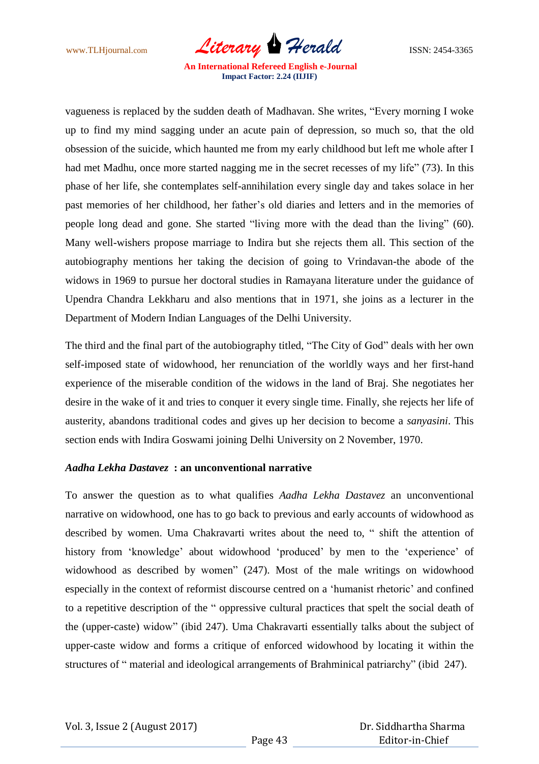vagueness is replaced by the sudden death of Madhavan. She writes, "Every morning I woke up to find my mind sagging under an acute pain of depression, so much so, that the old obsession of the suicide, which haunted me from my early childhood but left me whole after I had met Madhu, once more started nagging me in the secret recesses of my life" (73). In this phase of her life, she contemplates self-annihilation every single day and takes solace in her past memories of her childhood, her father's old diaries and letters and in the memories of people long dead and gone. She started "living more with the dead than the living" (60). Many well-wishers propose marriage to Indira but she rejects them all. This section of the autobiography mentions her taking the decision of going to Vrindavan-the abode of the widows in 1969 to pursue her doctoral studies in Ramayana literature under the guidance of Upendra Chandra Lekkharu and also mentions that in 1971, she joins as a lecturer in the Department of Modern Indian Languages of the Delhi University.

The third and the final part of the autobiography titled, "The City of God" deals with her own self-imposed state of widowhood, her renunciation of the worldly ways and her first-hand experience of the miserable condition of the widows in the land of Braj. She negotiates her desire in the wake of it and tries to conquer it every single time. Finally, she rejects her life of austerity, abandons traditional codes and gives up her decision to become a *sanyasini*. This section ends with Indira Goswami joining Delhi University on 2 November, 1970.

### ***Aadha Lekha Dastavez* : an unconventional narrative**

To answer the question as to what qualifies *Aadha Lekha Dastavez* an unconventional narrative on widowhood, one has to go back to previous and early accounts of widowhood as described by women. Uma Chakravarti writes about the need to, " shift the attention of history from 'knowledge' about widowhood 'produced' by men to the 'experience' of widowhood as described by women" (247). Most of the male writings on widowhood especially in the context of reformist discourse centred on a 'humanist rhetoric' and confined to a repetitive description of the " oppressive cultural practices that spelt the social death of the (upper-caste) widow" (ibid 247). Uma Chakravarti essentially talks about the subject of upper-caste widow and forms a critique of enforced widowhood by locating it within the structures of " material and ideological arrangements of Brahminical patriarchy" (ibid 247).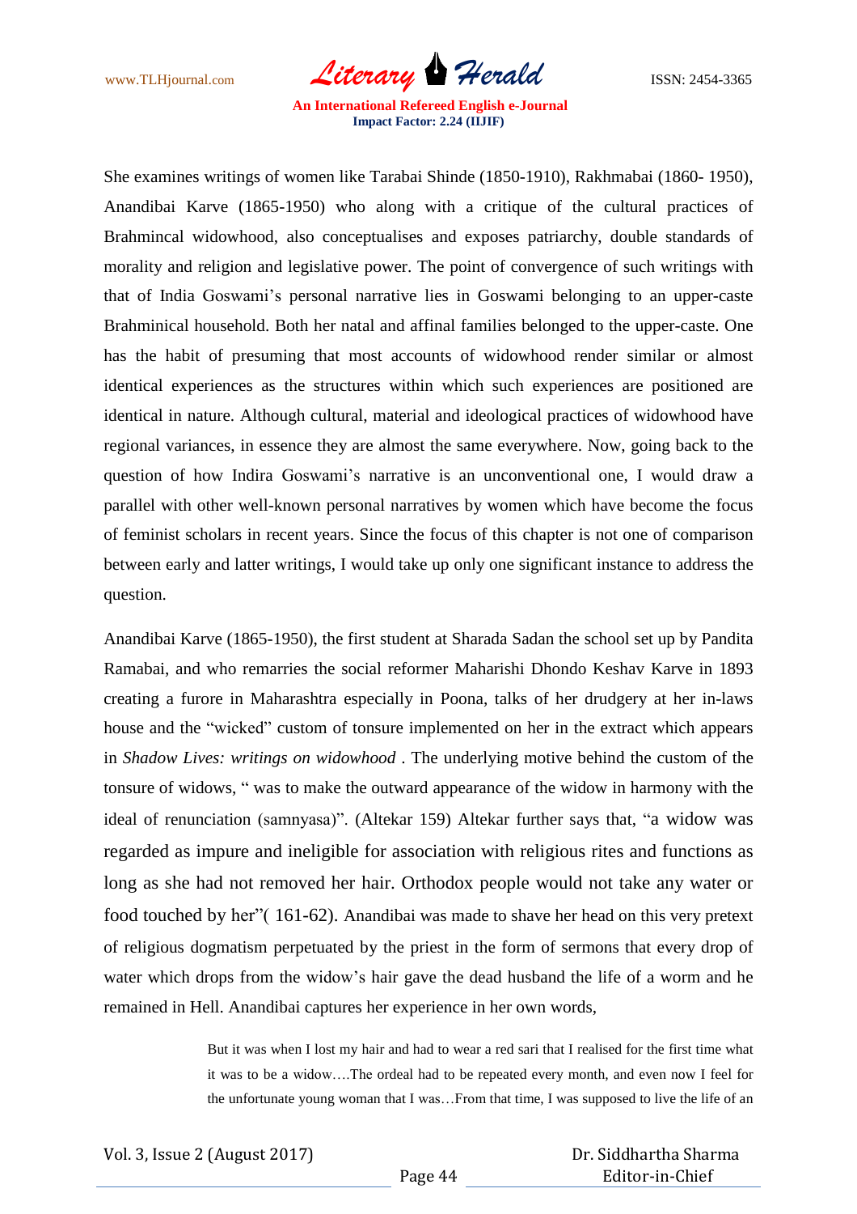She examines writings of women like Tarabai Shinde (1850-1910), Rakhmabai (1860- 1950), Anandibai Karve (1865-1950) who along with a critique of the cultural practices of Brahmincal widowhood, also conceptualises and exposes patriarchy, double standards of morality and religion and legislative power. The point of convergence of such writings with that of India Goswami's personal narrative lies in Goswami belonging to an upper-caste Brahminical household. Both her natal and affinal families belonged to the upper-caste. One has the habit of presuming that most accounts of widowhood render similar or almost identical experiences as the structures within which such experiences are positioned are identical in nature. Although cultural, material and ideological practices of widowhood have regional variances, in essence they are almost the same everywhere. Now, going back to the question of how Indira Goswami's narrative is an unconventional one, I would draw a parallel with other well-known personal narratives by women which have become the focus of feminist scholars in recent years. Since the focus of this chapter is not one of comparison between early and latter writings, I would take up only one significant instance to address the question.

Anandibai Karve (1865-1950), the first student at Sharada Sadan the school set up by Pandita Ramabai, and who remarries the social reformer Maharishi Dhondo Keshav Karve in 1893 creating a furore in Maharashtra especially in Poona, talks of her drudgery at her in-laws house and the "wicked" custom of tonsure implemented on her in the extract which appears in *Shadow Lives: writings on widowhood* . The underlying motive behind the custom of the tonsure of widows, " was to make the outward appearance of the widow in harmony with the ideal of renunciation (samnyasa)". (Altekar 159) Altekar further says that, "a widow was regarded as impure and ineligible for association with religious rites and functions as long as she had not removed her hair. Orthodox people would not take any water or food touched by her"( 161-62). Anandibai was made to shave her head on this very pretext of religious dogmatism perpetuated by the priest in the form of sermons that every drop of water which drops from the widow's hair gave the dead husband the life of a worm and he remained in Hell. Anandibai captures her experience in her own words,

> But it was when I lost my hair and had to wear a red sari that I realised for the first time what it was to be a widow….The ordeal had to be repeated every month, and even now I feel for the unfortunate young woman that I was…From that time, I was supposed to live the life of an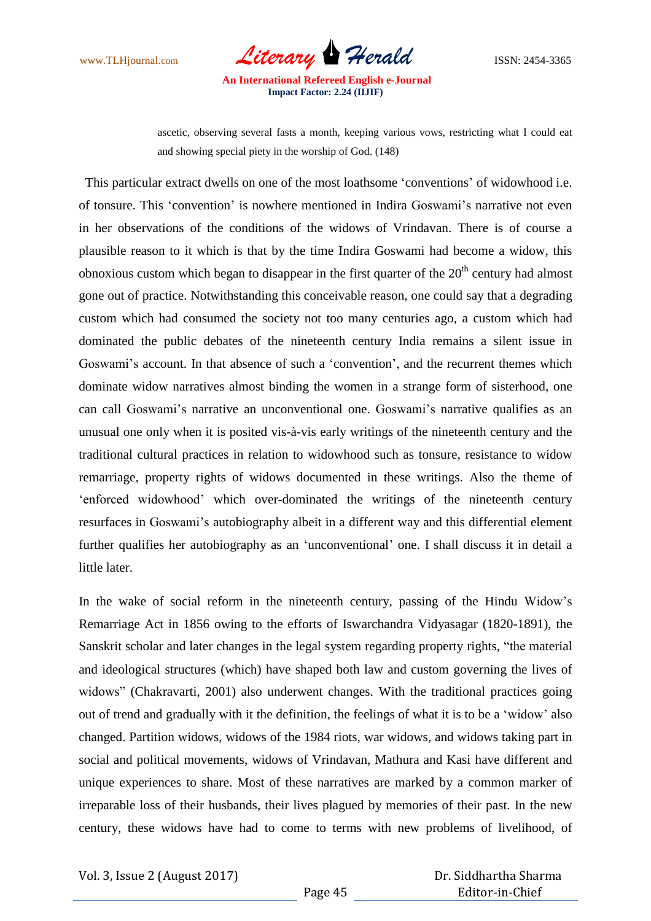> ascetic, observing several fasts a month, keeping various vows, restricting what I could eat and showing special piety in the worship of God. (148)

This particular extract dwells on one of the most loathsome 'conventions' of widowhood i.e. of tonsure. This 'convention' is nowhere mentioned in Indira Goswami's narrative not even in her observations of the conditions of the widows of Vrindavan. There is of course a plausible reason to it which is that by the time Indira Goswami had become a widow, this obnoxious custom which began to disappear in the first quarter of the 20th century had almost gone out of practice. Notwithstanding this conceivable reason, one could say that a degrading custom which had consumed the society not too many centuries ago, a custom which had dominated the public debates of the nineteenth century India remains a silent issue in Goswami's account. In that absence of such a 'convention', and the recurrent themes which dominate widow narratives almost binding the women in a strange form of sisterhood, one can call Goswami's narrative an unconventional one. Goswami's narrative qualifies as an unusual one only when it is posited vis-à-vis early writings of the nineteenth century and the traditional cultural practices in relation to widowhood such as tonsure, resistance to widow remarriage, property rights of widows documented in these writings. Also the theme of 'enforced widowhood' which over-dominated the writings of the nineteenth century resurfaces in Goswami's autobiography albeit in a different way and this differential element further qualifies her autobiography as an 'unconventional' one. I shall discuss it in detail a little later.

In the wake of social reform in the nineteenth century, passing of the Hindu Widow's Remarriage Act in 1856 owing to the efforts of Iswarchandra Vidyasagar (1820-1891), the Sanskrit scholar and later changes in the legal system regarding property rights, "the material and ideological structures (which) have shaped both law and custom governing the lives of widows" (Chakravarti, 2001) also underwent changes. With the traditional practices going out of trend and gradually with it the definition, the feelings of what it is to be a 'widow' also changed. Partition widows, widows of the 1984 riots, war widows, and widows taking part in social and political movements, widows of Vrindavan, Mathura and Kasi have different and unique experiences to share. Most of these narratives are marked by a common marker of irreparable loss of their husbands, their lives plagued by memories of their past. In the new century, these widows have had to come to terms with new problems of livelihood, of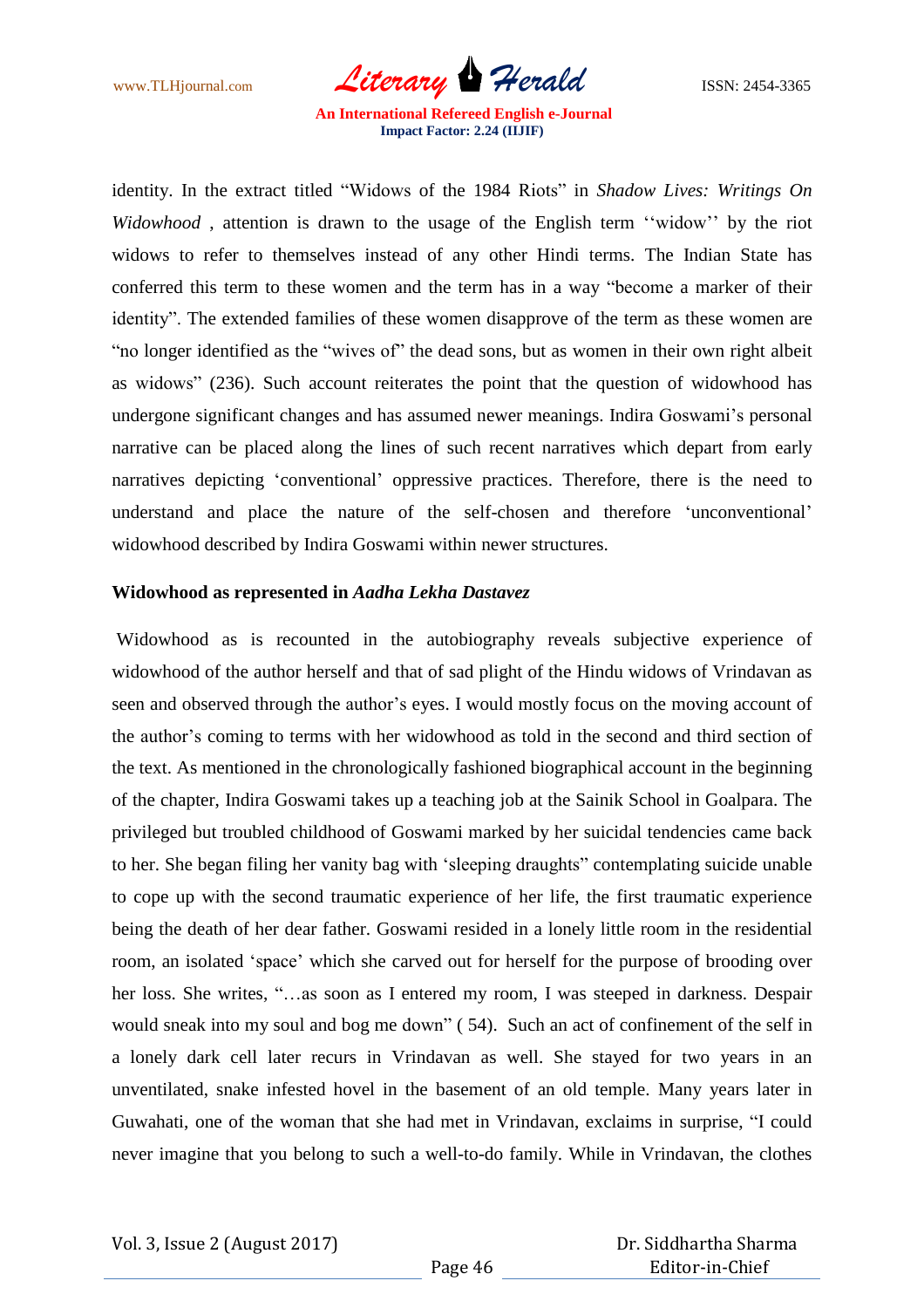identity. In the extract titled "Widows of the 1984 Riots" in *Shadow Lives: Writings On Widowhood* , attention is drawn to the usage of the English term ''widow'' by the riot widows to refer to themselves instead of any other Hindi terms. The Indian State has conferred this term to these women and the term has in a way "become a marker of their identity". The extended families of these women disapprove of the term as these women are "no longer identified as the "wives of" the dead sons, but as women in their own right albeit as widows" (236). Such account reiterates the point that the question of widowhood has undergone significant changes and has assumed newer meanings. Indira Goswami's personal narrative can be placed along the lines of such recent narratives which depart from early narratives depicting 'conventional' oppressive practices. Therefore, there is the need to understand and place the nature of the self-chosen and therefore 'unconventional' widowhood described by Indira Goswami within newer structures.

**Widowhood as represented in *Aadha Lekha Dastavez***

Widowhood as is recounted in the autobiography reveals subjective experience of widowhood of the author herself and that of sad plight of the Hindu widows of Vrindavan as seen and observed through the author's eyes. I would mostly focus on the moving account of the author's coming to terms with her widowhood as told in the second and third section of the text. As mentioned in the chronologically fashioned biographical account in the beginning of the chapter, Indira Goswami takes up a teaching job at the Sainik School in Goalpara. The privileged but troubled childhood of Goswami marked by her suicidal tendencies came back to her. She began filing her vanity bag with 'sleeping draughts" contemplating suicide unable to cope up with the second traumatic experience of her life, the first traumatic experience being the death of her dear father. Goswami resided in a lonely little room in the residential room, an isolated 'space' which she carved out for herself for the purpose of brooding over her loss. She writes, "…as soon as I entered my room, I was steeped in darkness. Despair would sneak into my soul and bog me down" ( 54). Such an act of confinement of the self in a lonely dark cell later recurs in Vrindavan as well. She stayed for two years in an unventilated, snake infested hovel in the basement of an old temple. Many years later in Guwahati, one of the woman that she had met in Vrindavan, exclaims in surprise, "I could never imagine that you belong to such a well-to-do family. While in Vrindavan, the clothes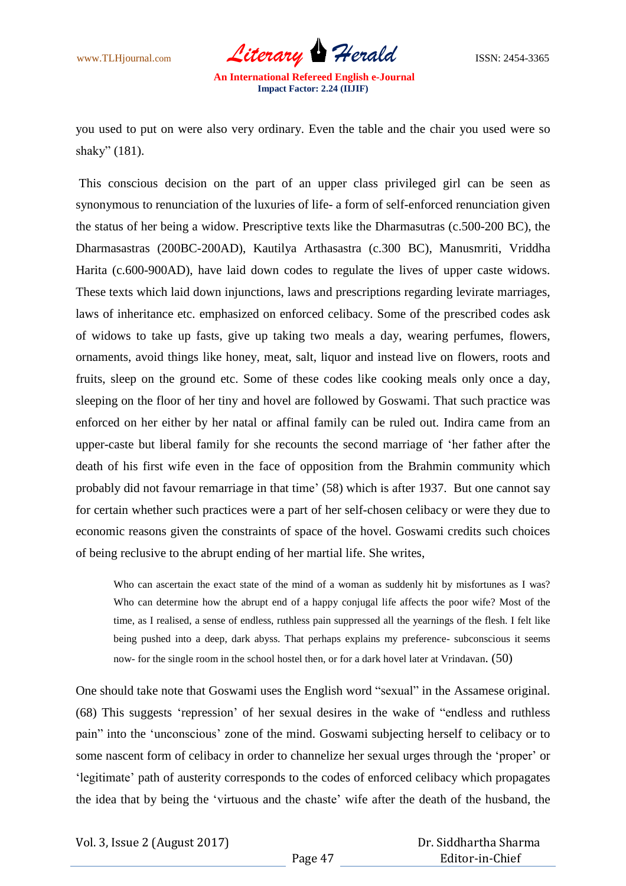you used to put on were also very ordinary. Even the table and the chair you used were so shaky" (181).

This conscious decision on the part of an upper class privileged girl can be seen as synonymous to renunciation of the luxuries of life- a form of self-enforced renunciation given the status of her being a widow. Prescriptive texts like the Dharmasutras (c.500-200 BC), the Dharmasastras (200BC-200AD), Kautilya Arthasastra (c.300 BC), Manusmriti, Vriddha Harita (c.600-900AD), have laid down codes to regulate the lives of upper caste widows. These texts which laid down injunctions, laws and prescriptions regarding levirate marriages, laws of inheritance etc. emphasized on enforced celibacy. Some of the prescribed codes ask of widows to take up fasts, give up taking two meals a day, wearing perfumes, flowers, ornaments, avoid things like honey, meat, salt, liquor and instead live on flowers, roots and fruits, sleep on the ground etc. Some of these codes like cooking meals only once a day, sleeping on the floor of her tiny and hovel are followed by Goswami. That such practice was enforced on her either by her natal or affinal family can be ruled out. Indira came from an upper-caste but liberal family for she recounts the second marriage of 'her father after the death of his first wife even in the face of opposition from the Brahmin community which probably did not favour remarriage in that time' (58) which is after 1937. But one cannot say for certain whether such practices were a part of her self-chosen celibacy or were they due to economic reasons given the constraints of space of the hovel. Goswami credits such choices of being reclusive to the abrupt ending of her martial life. She writes,

> Who can ascertain the exact state of the mind of a woman as suddenly hit by misfortunes as I was? Who can determine how the abrupt end of a happy conjugal life affects the poor wife? Most of the time, as I realised, a sense of endless, ruthless pain suppressed all the yearnings of the flesh. I felt like being pushed into a deep, dark abyss. That perhaps explains my preference- subconscious it seems now- for the single room in the school hostel then, or for a dark hovel later at Vrindavan. (50)

One should take note that Goswami uses the English word "sexual" in the Assamese original. (68) This suggests 'repression' of her sexual desires in the wake of "endless and ruthless pain" into the 'unconscious' zone of the mind. Goswami subjecting herself to celibacy or to some nascent form of celibacy in order to channelize her sexual urges through the 'proper' or 'legitimate' path of austerity corresponds to the codes of enforced celibacy which propagates the idea that by being the 'virtuous and the chaste' wife after the death of the husband, the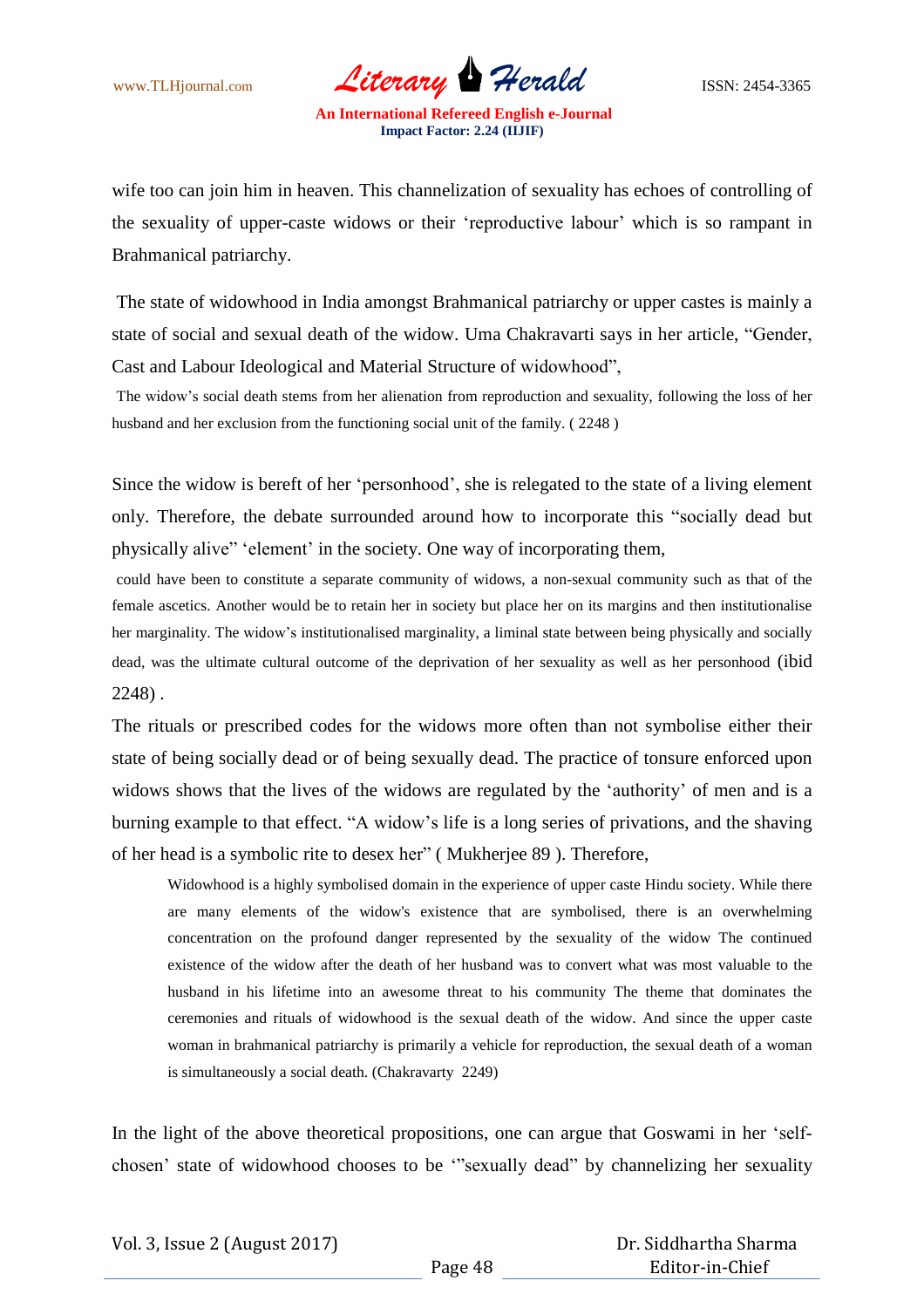wife too can join him in heaven. This channelization of sexuality has echoes of controlling of the sexuality of upper-caste widows or their 'reproductive labour' which is so rampant in Brahmanical patriarchy.

The state of widowhood in India amongst Brahmanical patriarchy or upper castes is mainly a state of social and sexual death of the widow. Uma Chakravarti says in her article, "Gender, Cast and Labour Ideological and Material Structure of widowhood",

> The widow's social death stems from her alienation from reproduction and sexuality, following the loss of her husband and her exclusion from the functioning social unit of the family. ( 2248 )

Since the widow is bereft of her 'personhood', she is relegated to the state of a living element only. Therefore, the debate surrounded around how to incorporate this "socially dead but physically alive" 'element' in the society. One way of incorporating them,

> could have been to constitute a separate community of widows, a non-sexual community such as that of the female ascetics. Another would be to retain her in society but place her on its margins and then institutionalise her marginality. The widow's institutionalised marginality, a liminal state between being physically and socially dead, was the ultimate cultural outcome of the deprivation of her sexuality as well as her personhood (ibid 2248) .

The rituals or prescribed codes for the widows more often than not symbolise either their state of being socially dead or of being sexually dead. The practice of tonsure enforced upon widows shows that the lives of the widows are regulated by the 'authority' of men and is a burning example to that effect. "A widow's life is a long series of privations, and the shaving of her head is a symbolic rite to desex her" ( Mukherjee 89 ). Therefore,

> Widowhood is a highly symbolised domain in the experience of upper caste Hindu society. While there are many elements of the widow's existence that are symbolised, there is an overwhelming concentration on the profound danger represented by the sexuality of the widow The continued existence of the widow after the death of her husband was to convert what was most valuable to the husband in his lifetime into an awesome threat to his community The theme that dominates the ceremonies and rituals of widowhood is the sexual death of the widow. And since the upper caste woman in brahmanical patriarchy is primarily a vehicle for reproduction, the sexual death of a woman is simultaneously a social death. (Chakravarty 2249)

In the light of the above theoretical propositions, one can argue that Goswami in her 'self-chosen' state of widowhood chooses to be '"sexually dead" by channelizing her sexuality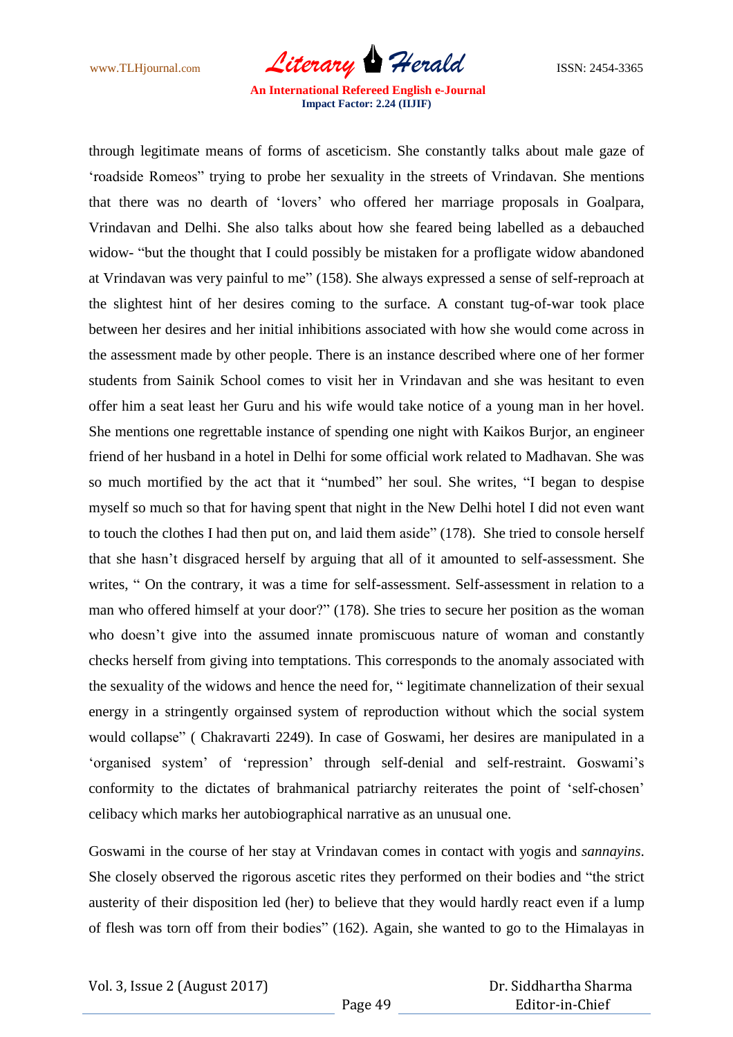through legitimate means of forms of asceticism. She constantly talks about male gaze of 'roadside Romeos" trying to probe her sexuality in the streets of Vrindavan. She mentions that there was no dearth of 'lovers' who offered her marriage proposals in Goalpara, Vrindavan and Delhi. She also talks about how she feared being labelled as a debauched widow- "but the thought that I could possibly be mistaken for a profligate widow abandoned at Vrindavan was very painful to me" (158). She always expressed a sense of self-reproach at the slightest hint of her desires coming to the surface. A constant tug-of-war took place between her desires and her initial inhibitions associated with how she would come across in the assessment made by other people. There is an instance described where one of her former students from Sainik School comes to visit her in Vrindavan and she was hesitant to even offer him a seat least her Guru and his wife would take notice of a young man in her hovel. She mentions one regrettable instance of spending one night with Kaikos Burjor, an engineer friend of her husband in a hotel in Delhi for some official work related to Madhavan. She was so much mortified by the act that it "numbed" her soul. She writes, "I began to despise myself so much so that for having spent that night in the New Delhi hotel I did not even want to touch the clothes I had then put on, and laid them aside" (178). She tried to console herself that she hasn't disgraced herself by arguing that all of it amounted to self-assessment. She writes, " On the contrary, it was a time for self-assessment. Self-assessment in relation to a man who offered himself at your door?" (178). She tries to secure her position as the woman who doesn't give into the assumed innate promiscuous nature of woman and constantly checks herself from giving into temptations. This corresponds to the anomaly associated with the sexuality of the widows and hence the need for, " legitimate channelization of their sexual energy in a stringently orgainsed system of reproduction without which the social system would collapse" ( Chakravarti 2249). In case of Goswami, her desires are manipulated in a 'organised system' of 'repression' through self-denial and self-restraint. Goswami's conformity to the dictates of brahmanical patriarchy reiterates the point of 'self-chosen' celibacy which marks her autobiographical narrative as an unusual one.

Goswami in the course of her stay at Vrindavan comes in contact with yogis and *sannayins*. She closely observed the rigorous ascetic rites they performed on their bodies and "the strict austerity of their disposition led (her) to believe that they would hardly react even if a lump of flesh was torn off from their bodies" (162). Again, she wanted to go to the Himalayas in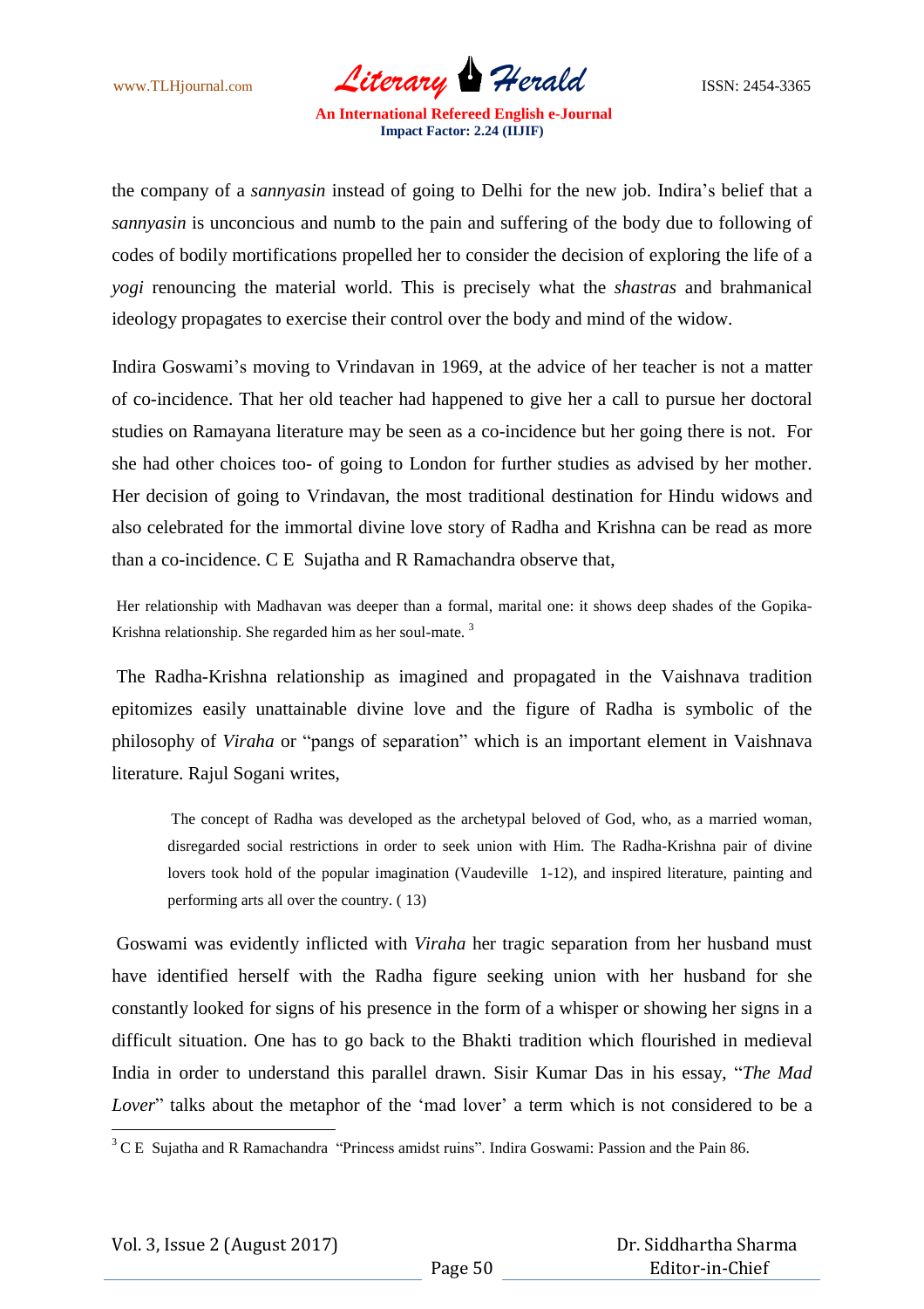the company of a *sannyasin* instead of going to Delhi for the new job. Indira's belief that a *sannyasin* is unconcious and numb to the pain and suffering of the body due to following of codes of bodily mortifications propelled her to consider the decision of exploring the life of a *yogi* renouncing the material world. This is precisely what the *shastras* and brahmanical ideology propagates to exercise their control over the body and mind of the widow.

Indira Goswami's moving to Vrindavan in 1969, at the advice of her teacher is not a matter of co-incidence. That her old teacher had happened to give her a call to pursue her doctoral studies on Ramayana literature may be seen as a co-incidence but her going there is not. For she had other choices too- of going to London for further studies as advised by her mother. Her decision of going to Vrindavan, the most traditional destination for Hindu widows and also celebrated for the immortal divine love story of Radha and Krishna can be read as more than a co-incidence. C E Sujatha and R Ramachandra observe that,

> Her relationship with Madhavan was deeper than a formal, marital one: it shows deep shades of the Gopika-Krishna relationship. She regarded him as her soul-mate. [3]

The Radha-Krishna relationship as imagined and propagated in the Vaishnava tradition epitomizes easily unattainable divine love and the figure of Radha is symbolic of the philosophy of *Viraha* or "pangs of separation" which is an important element in Vaishnava literature. Rajul Sogani writes,

> The concept of Radha was developed as the archetypal beloved of God, who, as a married woman, disregarded social restrictions in order to seek union with Him. The Radha-Krishna pair of divine lovers took hold of the popular imagination (Vaudeville 1-12), and inspired literature, painting and performing arts all over the country. ( 13)

Goswami was evidently inflicted with *Viraha* her tragic separation from her husband must have identified herself with the Radha figure seeking union with her husband for she constantly looked for signs of his presence in the form of a whisper or showing her signs in a difficult situation. One has to go back to the Bhakti tradition which flourished in medieval India in order to understand this parallel drawn. Sisir Kumar Das in his essay, "*The Mad Lover*" talks about the metaphor of the 'mad lover' a term which is not considered to be a

---

[3] C E Sujatha and R Ramachandra "Princess amidst ruins". Indira Goswami: Passion and the Pain 86.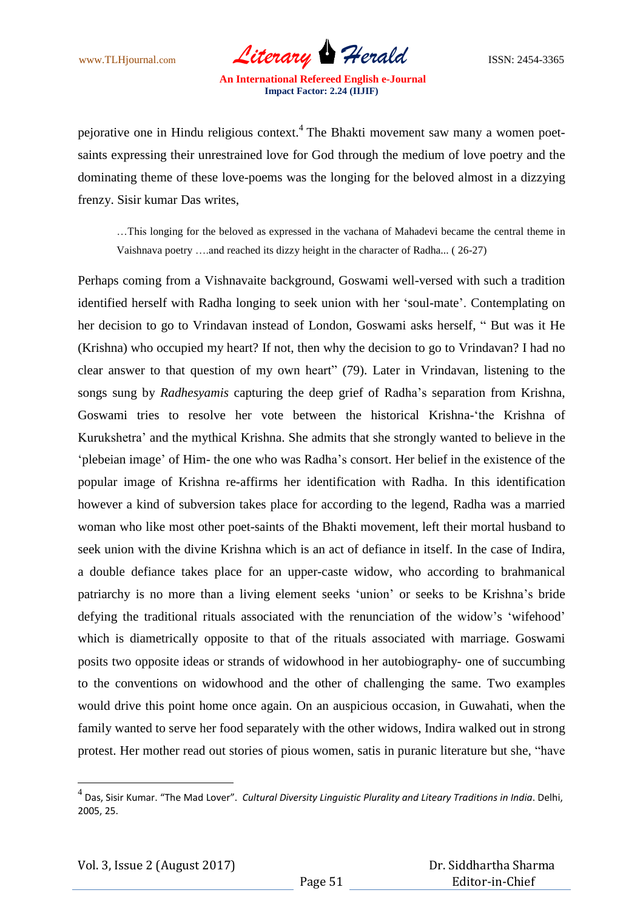pejorative one in Hindu religious context.[4] The Bhakti movement saw many a women poet-saints expressing their unrestrained love for God through the medium of love poetry and the dominating theme of these love-poems was the longing for the beloved almost in a dizzying frenzy. Sisir kumar Das writes,

> …This longing for the beloved as expressed in the vachana of Mahadevi became the central theme in Vaishnava poetry ….and reached its dizzy height in the character of Radha... ( 26-27)

Perhaps coming from a Vishnavaite background, Goswami well-versed with such a tradition identified herself with Radha longing to seek union with her 'soul-mate'. Contemplating on her decision to go to Vrindavan instead of London, Goswami asks herself, " But was it He (Krishna) who occupied my heart? If not, then why the decision to go to Vrindavan? I had no clear answer to that question of my own heart" (79). Later in Vrindavan, listening to the songs sung by *Radhesyamis* capturing the deep grief of Radha's separation from Krishna, Goswami tries to resolve her vote between the historical Krishna-'the Krishna of Kurukshetra' and the mythical Krishna. She admits that she strongly wanted to believe in the 'plebeian image' of Him- the one who was Radha's consort. Her belief in the existence of the popular image of Krishna re-affirms her identification with Radha. In this identification however a kind of subversion takes place for according to the legend, Radha was a married woman who like most other poet-saints of the Bhakti movement, left their mortal husband to seek union with the divine Krishna which is an act of defiance in itself. In the case of Indira, a double defiance takes place for an upper-caste widow, who according to brahmanical patriarchy is no more than a living element seeks 'union' or seeks to be Krishna's bride defying the traditional rituals associated with the renunciation of the widow's 'wifehood' which is diametrically opposite to that of the rituals associated with marriage. Goswami posits two opposite ideas or strands of widowhood in her autobiography- one of succumbing to the conventions on widowhood and the other of challenging the same. Two examples would drive this point home once again. On an auspicious occasion, in Guwahati, when the family wanted to serve her food separately with the other widows, Indira walked out in strong protest. Her mother read out stories of pious women, satis in puranic literature but she, "have

---

[4] Das, Sisir Kumar. "The Mad Lover". *Cultural Diversity Linguistic Plurality and Liteary Traditions in India*. Delhi, 2005, 25.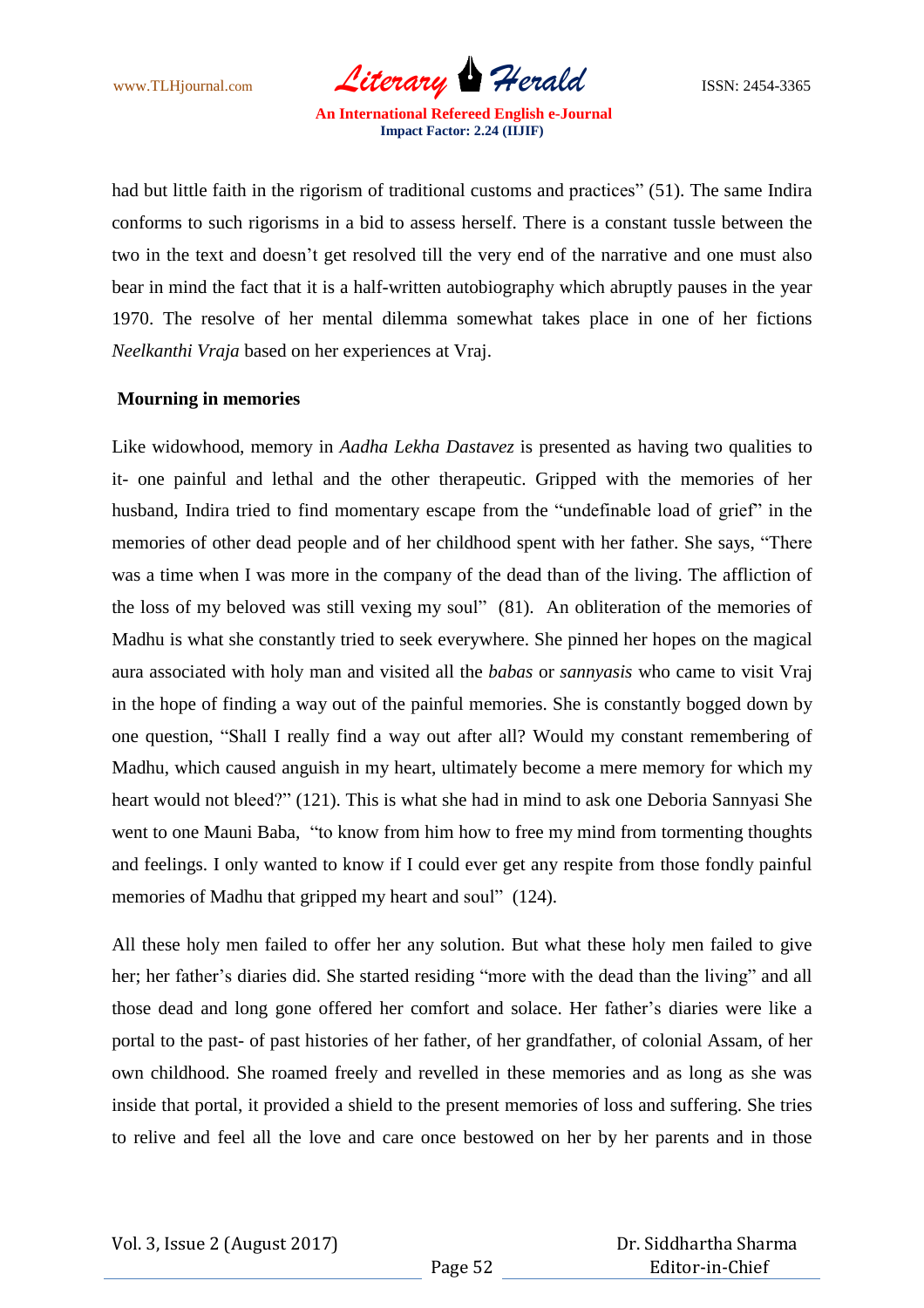had but little faith in the rigorism of traditional customs and practices" (51). The same Indira conforms to such rigorisms in a bid to assess herself. There is a constant tussle between the two in the text and doesn't get resolved till the very end of the narrative and one must also bear in mind the fact that it is a half-written autobiography which abruptly pauses in the year 1970. The resolve of her mental dilemma somewhat takes place in one of her fictions *Neelkanthi Vraja* based on her experiences at Vraj.

**Mourning in memories**

Like widowhood, memory in *Aadha Lekha Dastavez* is presented as having two qualities to it- one painful and lethal and the other therapeutic. Gripped with the memories of her husband, Indira tried to find momentary escape from the "undefinable load of grief" in the memories of other dead people and of her childhood spent with her father. She says, "There was a time when I was more in the company of the dead than of the living. The affliction of the loss of my beloved was still vexing my soul" (81). An obliteration of the memories of Madhu is what she constantly tried to seek everywhere. She pinned her hopes on the magical aura associated with holy man and visited all the *babas* or *sannyasis* who came to visit Vraj in the hope of finding a way out of the painful memories. She is constantly bogged down by one question, "Shall I really find a way out after all? Would my constant remembering of Madhu, which caused anguish in my heart, ultimately become a mere memory for which my heart would not bleed?" (121). This is what she had in mind to ask one Deboria Sannyasi She went to one Mauni Baba, "to know from him how to free my mind from tormenting thoughts and feelings. I only wanted to know if I could ever get any respite from those fondly painful memories of Madhu that gripped my heart and soul" (124).

All these holy men failed to offer her any solution. But what these holy men failed to give her; her father's diaries did. She started residing "more with the dead than the living" and all those dead and long gone offered her comfort and solace. Her father's diaries were like a portal to the past- of past histories of her father, of her grandfather, of colonial Assam, of her own childhood. She roamed freely and revelled in these memories and as long as she was inside that portal, it provided a shield to the present memories of loss and suffering. She tries to relive and feel all the love and care once bestowed on her by her parents and in those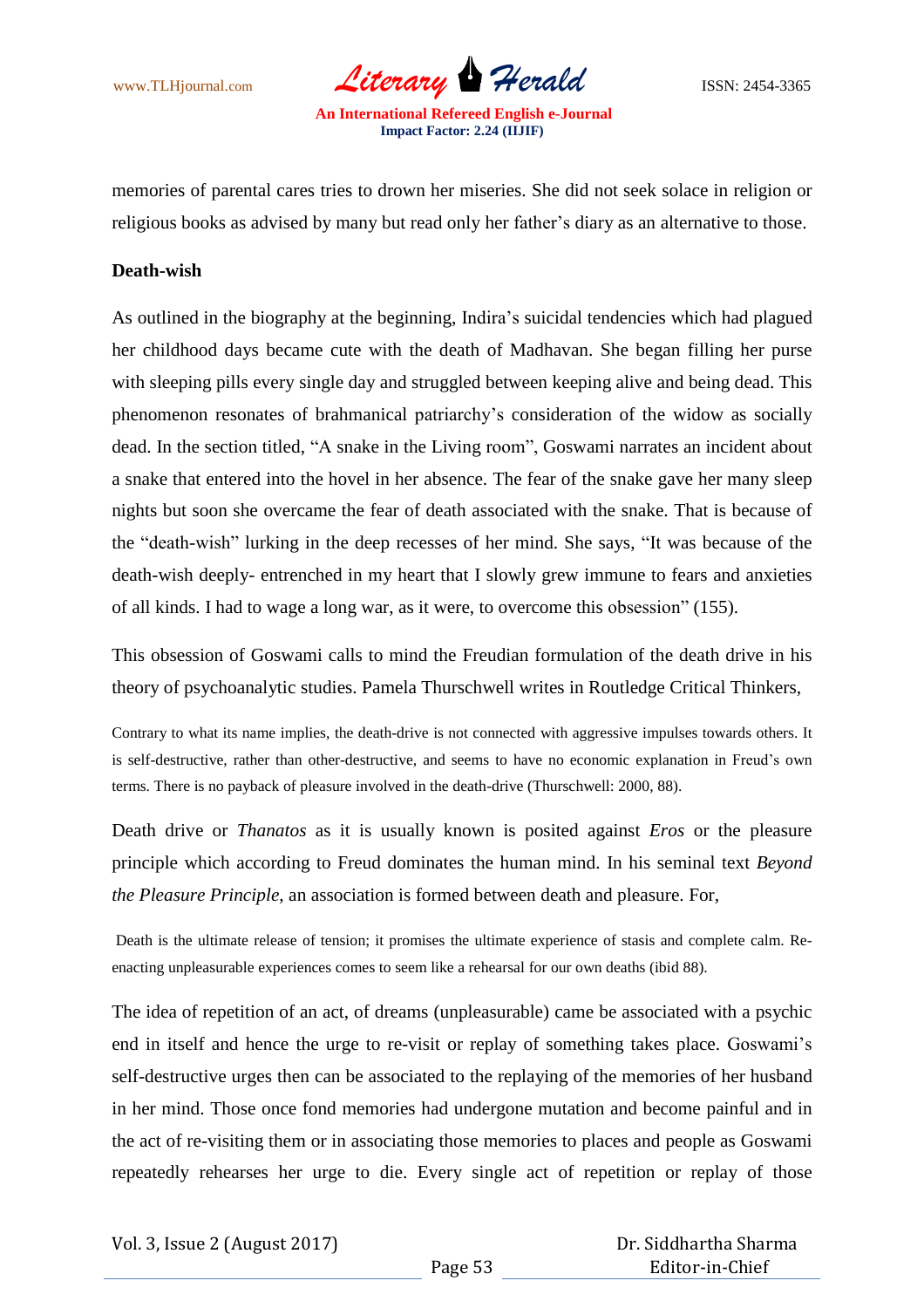memories of parental cares tries to drown her miseries. She did not seek solace in religion or religious books as advised by many but read only her father's diary as an alternative to those.

**Death-wish**

As outlined in the biography at the beginning, Indira's suicidal tendencies which had plagued her childhood days became cute with the death of Madhavan. She began filling her purse with sleeping pills every single day and struggled between keeping alive and being dead. This phenomenon resonates of brahmanical patriarchy's consideration of the widow as socially dead. In the section titled, "A snake in the Living room", Goswami narrates an incident about a snake that entered into the hovel in her absence. The fear of the snake gave her many sleep nights but soon she overcame the fear of death associated with the snake. That is because of the "death-wish" lurking in the deep recesses of her mind. She says, "It was because of the death-wish deeply- entrenched in my heart that I slowly grew immune to fears and anxieties of all kinds. I had to wage a long war, as it were, to overcome this obsession" (155).

This obsession of Goswami calls to mind the Freudian formulation of the death drive in his theory of psychoanalytic studies. Pamela Thurschwell writes in Routledge Critical Thinkers,

> Contrary to what its name implies, the death-drive is not connected with aggressive impulses towards others. It is self-destructive, rather than other-destructive, and seems to have no economic explanation in Freud's own terms. There is no payback of pleasure involved in the death-drive (Thurschwell: 2000, 88).

Death drive or *Thanatos* as it is usually known is posited against *Eros* or the pleasure principle which according to Freud dominates the human mind. In his seminal text *Beyond the Pleasure Principle*, an association is formed between death and pleasure. For,

> Death is the ultimate release of tension; it promises the ultimate experience of stasis and complete calm. Re-enacting unpleasurable experiences comes to seem like a rehearsal for our own deaths (ibid 88).

The idea of repetition of an act, of dreams (unpleasurable) came be associated with a psychic end in itself and hence the urge to re-visit or replay of something takes place. Goswami's self-destructive urges then can be associated to the replaying of the memories of her husband in her mind. Those once fond memories had undergone mutation and become painful and in the act of re-visiting them or in associating those memories to places and people as Goswami repeatedly rehearses her urge to die. Every single act of repetition or replay of those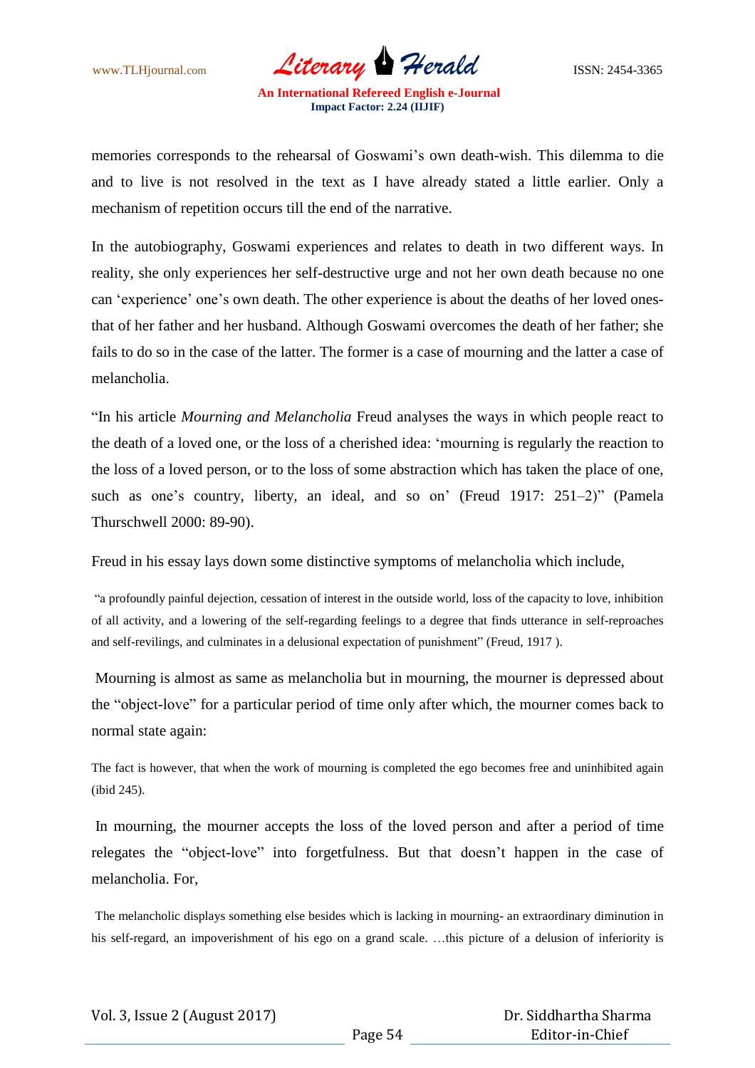memories corresponds to the rehearsal of Goswami's own death-wish. This dilemma to die and to live is not resolved in the text as I have already stated a little earlier. Only a mechanism of repetition occurs till the end of the narrative.

In the autobiography, Goswami experiences and relates to death in two different ways. In reality, she only experiences her self-destructive urge and not her own death because no one can 'experience' one's own death. The other experience is about the deaths of her loved ones- that of her father and her husband. Although Goswami overcomes the death of her father; she fails to do so in the case of the latter. The former is a case of mourning and the latter a case of melancholia.

"In his article *Mourning and Melancholia* Freud analyses the ways in which people react to the death of a loved one, or the loss of a cherished idea: 'mourning is regularly the reaction to the loss of a loved person, or to the loss of some abstraction which has taken the place of one, such as one's country, liberty, an ideal, and so on' (Freud 1917: 251–2)" (Pamela Thurschwell 2000: 89-90).

Freud in his essay lays down some distinctive symptoms of melancholia which include,

> "a profoundly painful dejection, cessation of interest in the outside world, loss of the capacity to love, inhibition of all activity, and a lowering of the self-regarding feelings to a degree that finds utterance in self-reproaches and self-revilings, and culminates in a delusional expectation of punishment" (Freud, 1917 ).

Mourning is almost as same as melancholia but in mourning, the mourner is depressed about the "object-love" for a particular period of time only after which, the mourner comes back to normal state again:

> The fact is however, that when the work of mourning is completed the ego becomes free and uninhibited again (ibid 245).

In mourning, the mourner accepts the loss of the loved person and after a period of time relegates the "object-love" into forgetfulness. But that doesn't happen in the case of melancholia. For,

> The melancholic displays something else besides which is lacking in mourning- an extraordinary diminution in his self-regard, an impoverishment of his ego on a grand scale. …this picture of a delusion of inferiority is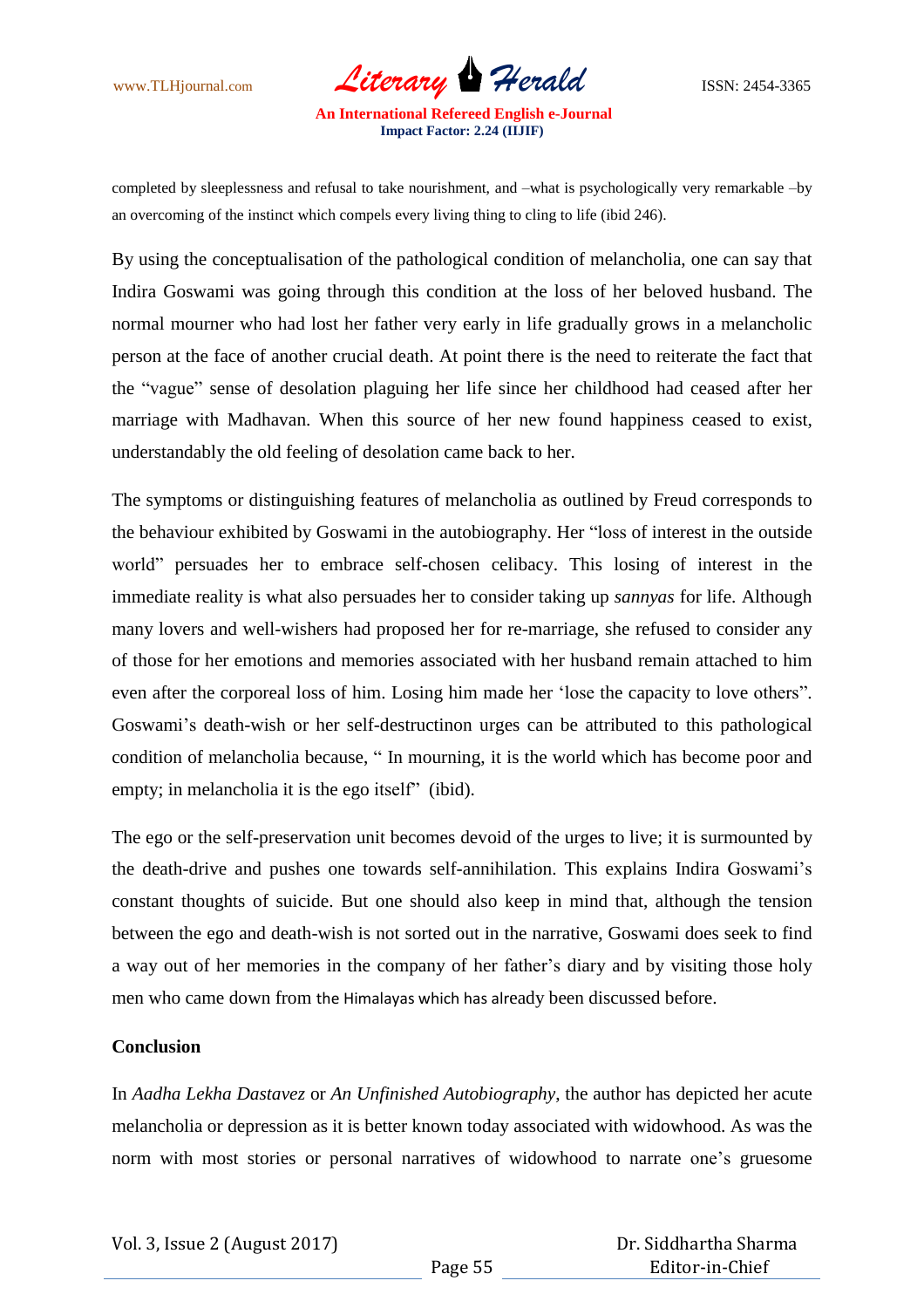completed by sleeplessness and refusal to take nourishment, and –what is psychologically very remarkable –by an overcoming of the instinct which compels every living thing to cling to life (ibid 246).

By using the conceptualisation of the pathological condition of melancholia, one can say that Indira Goswami was going through this condition at the loss of her beloved husband. The normal mourner who had lost her father very early in life gradually grows in a melancholic person at the face of another crucial death. At point there is the need to reiterate the fact that the "vague" sense of desolation plaguing her life since her childhood had ceased after her marriage with Madhavan. When this source of her new found happiness ceased to exist, understandably the old feeling of desolation came back to her.

The symptoms or distinguishing features of melancholia as outlined by Freud corresponds to the behaviour exhibited by Goswami in the autobiography. Her "loss of interest in the outside world" persuades her to embrace self-chosen celibacy. This losing of interest in the immediate reality is what also persuades her to consider taking up *sannyas* for life. Although many lovers and well-wishers had proposed her for re-marriage, she refused to consider any of those for her emotions and memories associated with her husband remain attached to him even after the corporeal loss of him. Losing him made her 'lose the capacity to love others". Goswami's death-wish or her self-destructinon urges can be attributed to this pathological condition of melancholia because, " In mourning, it is the world which has become poor and empty; in melancholia it is the ego itself" (ibid).

The ego or the self-preservation unit becomes devoid of the urges to live; it is surmounted by the death-drive and pushes one towards self-annihilation. This explains Indira Goswami's constant thoughts of suicide. But one should also keep in mind that, although the tension between the ego and death-wish is not sorted out in the narrative, Goswami does seek to find a way out of her memories in the company of her father's diary and by visiting those holy men who came down from the Himalayas which has already been discussed before.

**Conclusion**

In *Aadha Lekha Dastavez* or *An Unfinished Autobiography*, the author has depicted her acute melancholia or depression as it is better known today associated with widowhood. As was the norm with most stories or personal narratives of widowhood to narrate one's gruesome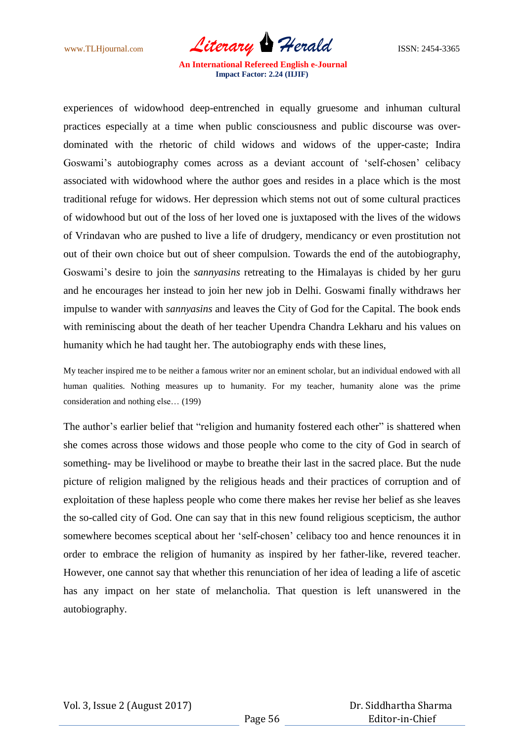experiences of widowhood deep-entrenched in equally gruesome and inhuman cultural practices especially at a time when public consciousness and public discourse was over-dominated with the rhetoric of child widows and widows of the upper-caste; Indira Goswami's autobiography comes across as a deviant account of 'self-chosen' celibacy associated with widowhood where the author goes and resides in a place which is the most traditional refuge for widows. Her depression which stems not out of some cultural practices of widowhood but out of the loss of her loved one is juxtaposed with the lives of the widows of Vrindavan who are pushed to live a life of drudgery, mendicancy or even prostitution not out of their own choice but out of sheer compulsion. Towards the end of the autobiography, Goswami's desire to join the *sannyasins* retreating to the Himalayas is chided by her guru and he encourages her instead to join her new job in Delhi. Goswami finally withdraws her impulse to wander with *sannyasins* and leaves the City of God for the Capital. The book ends with reminiscing about the death of her teacher Upendra Chandra Lekharu and his values on humanity which he had taught her. The autobiography ends with these lines,

> My teacher inspired me to be neither a famous writer nor an eminent scholar, but an individual endowed with all human qualities. Nothing measures up to humanity. For my teacher, humanity alone was the prime consideration and nothing else… (199)

The author's earlier belief that "religion and humanity fostered each other" is shattered when she comes across those widows and those people who come to the city of God in search of something- may be livelihood or maybe to breathe their last in the sacred place. But the nude picture of religion maligned by the religious heads and their practices of corruption and of exploitation of these hapless people who come there makes her revise her belief as she leaves the so-called city of God. One can say that in this new found religious scepticism, the author somewhere becomes sceptical about her 'self-chosen' celibacy too and hence renounces it in order to embrace the religion of humanity as inspired by her father-like, revered teacher. However, one cannot say that whether this renunciation of her idea of leading a life of ascetic has any impact on her state of melancholia. That question is left unanswered in the autobiography.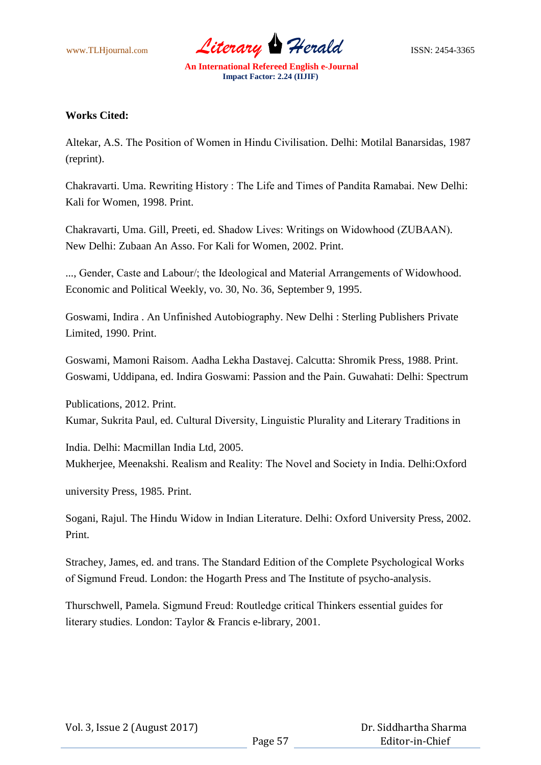**Works Cited:**

Altekar, A.S. The Position of Women in Hindu Civilisation. Delhi: Motilal Banarsidas, 1987 (reprint).

Chakravarti. Uma. Rewriting History : The Life and Times of Pandita Ramabai. New Delhi: Kali for Women, 1998. Print.

Chakravarti, Uma. Gill, Preeti, ed. Shadow Lives: Writings on Widowhood (ZUBAAN). New Delhi: Zubaan An Asso. For Kali for Women, 2002. Print.

..., Gender, Caste and Labour/; the Ideological and Material Arrangements of Widowhood. Economic and Political Weekly, vo. 30, No. 36, September 9, 1995.

Goswami, Indira . An Unfinished Autobiography. New Delhi : Sterling Publishers Private Limited, 1990. Print.

Goswami, Mamoni Raisom. Aadha Lekha Dastavej. Calcutta: Shromik Press, 1988. Print.

Goswami, Uddipana, ed. Indira Goswami: Passion and the Pain. Guwahati: Delhi: Spectrum Publications, 2012. Print.

Kumar, Sukrita Paul, ed. Cultural Diversity, Linguistic Plurality and Literary Traditions in India. Delhi: Macmillan India Ltd, 2005.

Mukherjee, Meenakshi. Realism and Reality: The Novel and Society in India. Delhi:Oxford university Press, 1985. Print.

Sogani, Rajul. The Hindu Widow in Indian Literature. Delhi: Oxford University Press, 2002. Print.

Strachey, James, ed. and trans. The Standard Edition of the Complete Psychological Works of Sigmund Freud. London: the Hogarth Press and The Institute of psycho-analysis.

Thurschwell, Pamela. Sigmund Freud: Routledge critical Thinkers essential guides for literary studies. London: Taylor & Francis e-library, 2001.